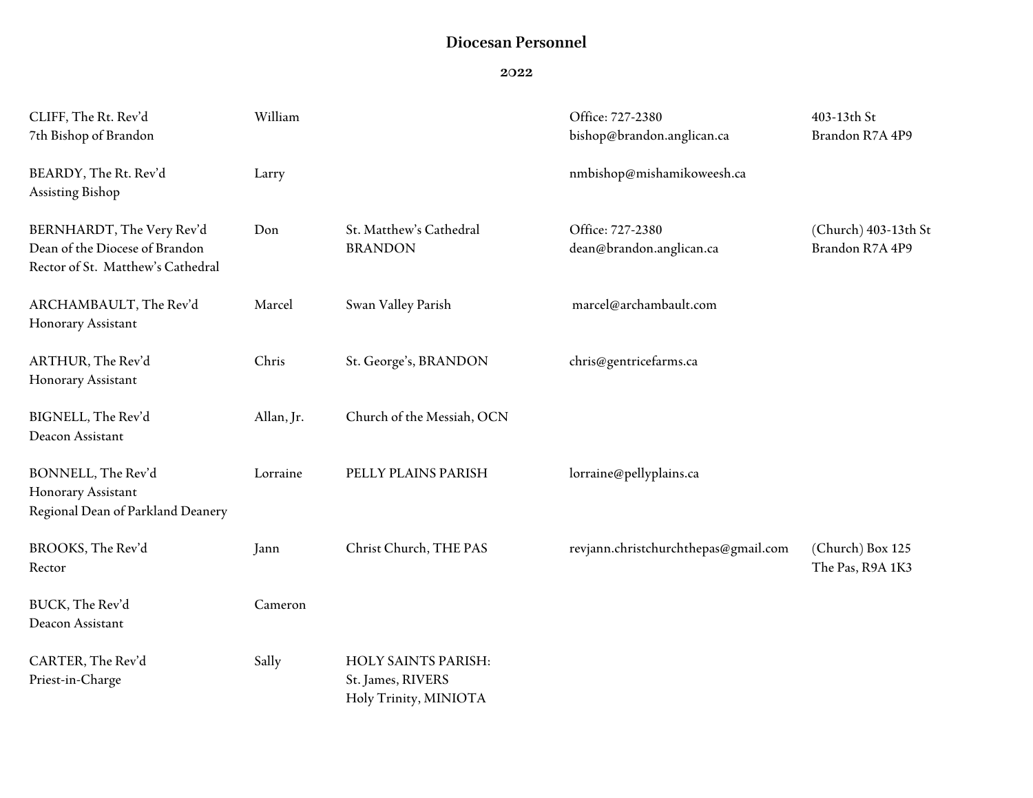# Diocesan Personnel

## 2022

| Name / Title | First Name | Parish | Contact | Address |
|---|---|---|---|---|
| CLIFF, The Rt. Rev'd<br>7th Bishop of Brandon | William | | Office: 727-2380<br>bishop@brandon.anglican.ca | 403-13th St<br>Brandon R7A 4P9 |
| BEARDY, The Rt. Rev'd<br>Assisting Bishop | Larry | | nmbishop@mishamikoweesh.ca | |
| BERNHARDT, The Very Rev'd<br>Dean of the Diocese of Brandon<br>Rector of St. Matthew's Cathedral | Don | St. Matthew's Cathedral<br>BRANDON | Office: 727-2380<br>dean@brandon.anglican.ca | (Church) 403-13th St<br>Brandon R7A 4P9 |
| ARCHAMBAULT, The Rev'd<br>Honorary Assistant | Marcel | Swan Valley Parish | marcel@archambault.com | |
| ARTHUR, The Rev'd<br>Honorary Assistant | Chris | St. George's, BRANDON | chris@gentricefarms.ca | |
| BIGNELL, The Rev'd<br>Deacon Assistant | Allan, Jr. | Church of the Messiah, OCN | | |
| BONNELL, The Rev'd<br>Honorary Assistant<br>Regional Dean of Parkland Deanery | Lorraine | PELLY PLAINS PARISH | lorraine@pellyplains.ca | |
| BROOKS, The Rev'd<br>Rector | Jann | Christ Church, THE PAS | revjann.christchurchthepas@gmail.com | (Church) Box 125<br>The Pas, R9A 1K3 |
| BUCK, The Rev'd<br>Deacon Assistant | Cameron | | | |
| CARTER, The Rev'd<br>Priest-in-Charge | Sally | HOLY SAINTS PARISH:<br>St. James, RIVERS<br>Holy Trinity, MINIOTA | | |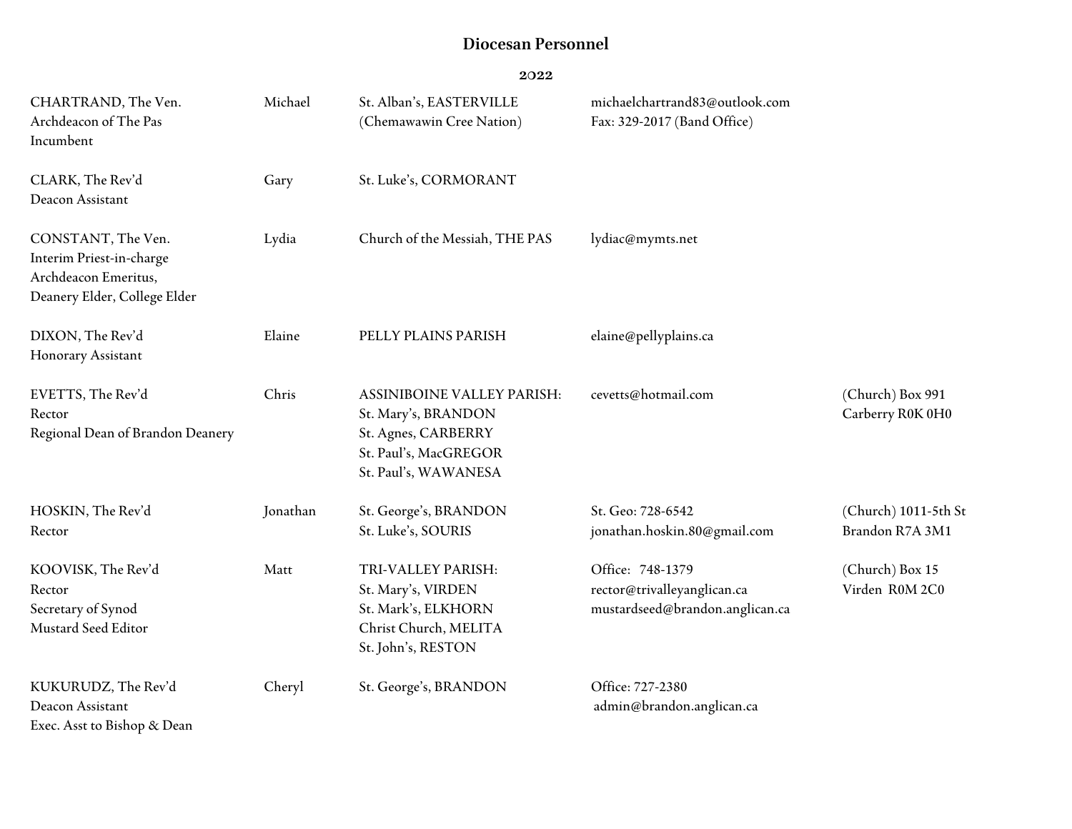# Diocesan Personnel

## 2022

| Name / Position | First Name | Parish | Contact | Address |
|---|---|---|---|---|
| CHARTRAND, The Ven.<br>Archdeacon of The Pas<br>Incumbent | Michael | St. Alban's, EASTERVILLE<br>(Chemawawin Cree Nation) | michaelchartrand83@outlook.com<br>Fax: 329-2017 (Band Office) | |
| CLARK, The Rev'd<br>Deacon Assistant | Gary | St. Luke's, CORMORANT | | |
| CONSTANT, The Ven.<br>Interim Priest-in-charge<br>Archdeacon Emeritus,<br>Deanery Elder, College Elder | Lydia | Church of the Messiah, THE PAS | lydiac@mymts.net | |
| DIXON, The Rev'd<br>Honorary Assistant | Elaine | PELLY PLAINS PARISH | elaine@pellyplains.ca | |
| EVETTS, The Rev'd<br>Rector<br>Regional Dean of Brandon Deanery | Chris | ASSINIBOINE VALLEY PARISH:<br>St. Mary's, BRANDON<br>St. Agnes, CARBERRY<br>St. Paul's, MacGREGOR<br>St. Paul's, WAWANESA | cevetts@hotmail.com | (Church) Box 991<br>Carberry R0K 0H0 |
| HOSKIN, The Rev'd<br>Rector | Jonathan | St. George's, BRANDON<br>St. Luke's, SOURIS | St. Geo: 728-6542<br>jonathan.hoskin.80@gmail.com | (Church) 1011-5th St<br>Brandon R7A 3M1 |
| KOOVISK, The Rev'd<br>Rector<br>Secretary of Synod<br>Mustard Seed Editor | Matt | TRI-VALLEY PARISH:<br>St. Mary's, VIRDEN<br>St. Mark's, ELKHORN<br>Christ Church, MELITA<br>St. John's, RESTON | Office: 748-1379<br>rector@trivalleyanglican.ca<br>mustardseed@brandon.anglican.ca | (Church) Box 15<br>Virden R0M 2C0 |
| KUKURUDZ, The Rev'd<br>Deacon Assistant<br>Exec. Asst to Bishop & Dean | Cheryl | St. George's, BRANDON | Office: 727-2380<br>admin@brandon.anglican.ca | |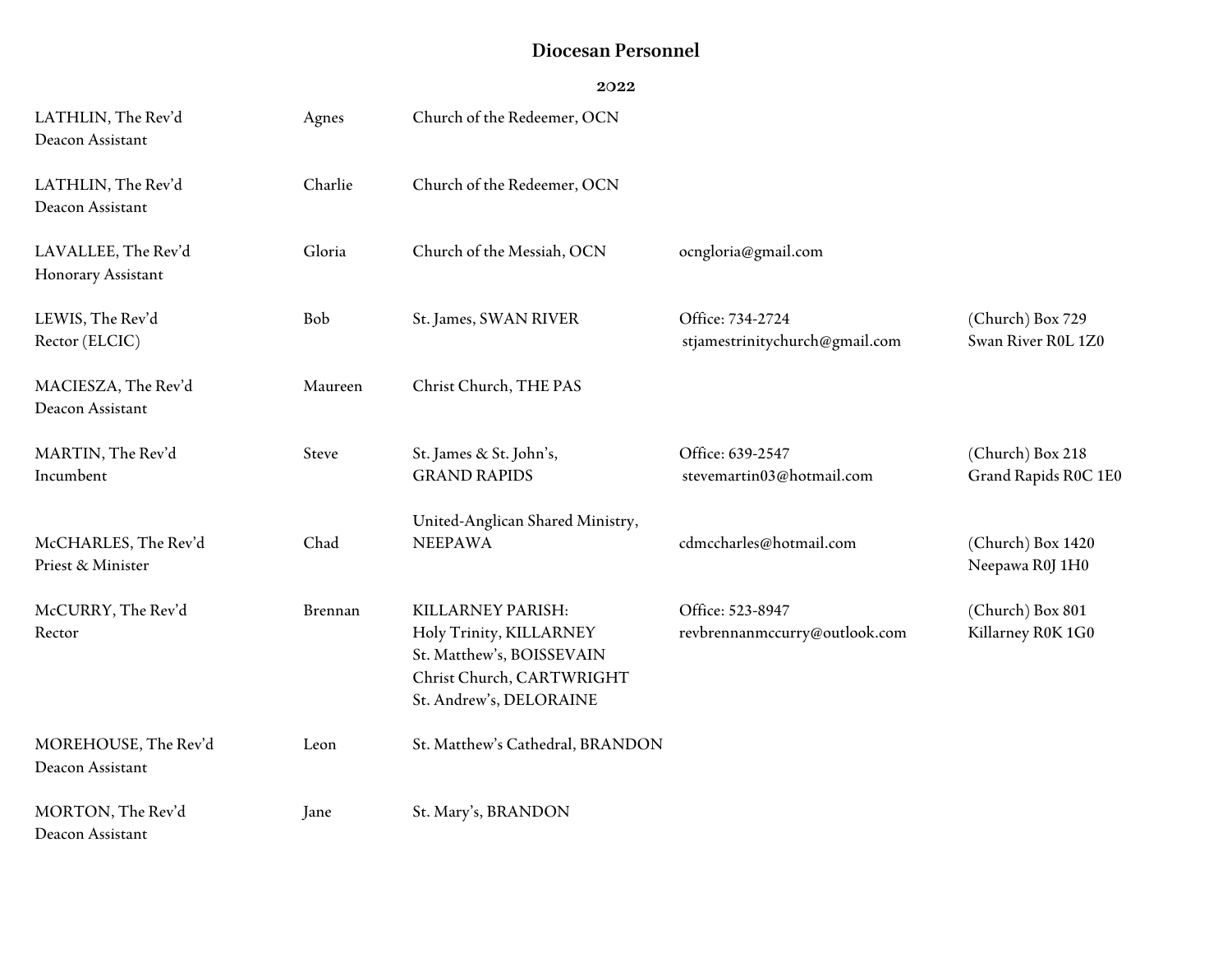# Diocesan Personnel

**2022**

| Name / Position | First Name | Parish | Contact | Address |
|---|---|---|---|---|
| LATHLIN, The Rev'd<br>Deacon Assistant | Agnes | Church of the Redeemer, OCN | | |
| LATHLIN, The Rev'd<br>Deacon Assistant | Charlie | Church of the Redeemer, OCN | | |
| LAVALLEE, The Rev'd<br>Honorary Assistant | Gloria | Church of the Messiah, OCN | ocngloria@gmail.com | |
| LEWIS, The Rev'd<br>Rector (ELCIC) | Bob | St. James, SWAN RIVER | Office: 734-2724<br>stjamestrinitychurch@gmail.com | (Church) Box 729<br>Swan River R0L 1Z0 |
| MACIESZA, The Rev'd<br>Deacon Assistant | Maureen | Christ Church, THE PAS | | |
| MARTIN, The Rev'd<br>Incumbent | Steve | St. James & St. John's,<br>GRAND RAPIDS | Office: 639-2547<br>stevemartin03@hotmail.com | (Church) Box 218<br>Grand Rapids R0C 1E0 |
| McCHARLES, The Rev'd<br>Priest & Minister | Chad | United-Anglican Shared Ministry,<br>NEEPAWA | cdmccharles@hotmail.com | (Church) Box 1420<br>Neepawa R0J 1H0 |
| McCURRY, The Rev'd<br>Rector | Brennan | KILLARNEY PARISH:<br>Holy Trinity, KILLARNEY<br>St. Matthew's, BOISSEVAIN<br>Christ Church, CARTWRIGHT<br>St. Andrew's, DELORAINE | Office: 523-8947<br>revbrennanmccurry@outlook.com | (Church) Box 801<br>Killarney R0K 1G0 |
| MOREHOUSE, The Rev'd<br>Deacon Assistant | Leon | St. Matthew's Cathedral, BRANDON | | |
| MORTON, The Rev'd<br>Deacon Assistant | Jane | St. Mary's, BRANDON | | |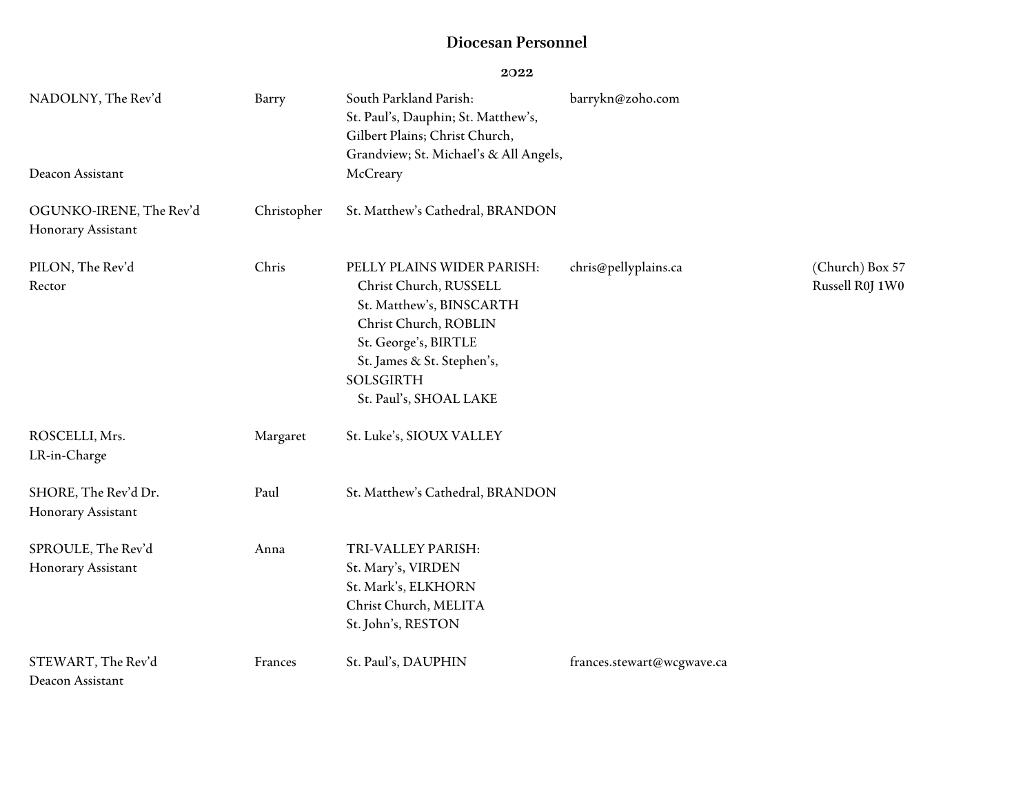# Diocesan Personnel

**2022**

| Name / Position | First Name | Parish / Church | Email | Address |
|---|---|---|---|---|
| NADOLNY, The Rev'd<br>Deacon Assistant | Barry | South Parkland Parish:<br>St. Paul's, Dauphin; St. Matthew's, Gilbert Plains; Christ Church, Grandview; St. Michael's & All Angels, McCreary | barrykn@zoho.com | |
| OGUNKO-IRENE, The Rev'd<br>Honorary Assistant | Christopher | St. Matthew's Cathedral, BRANDON | | |
| PILON, The Rev'd<br>Rector | Chris | PELLY PLAINS WIDER PARISH:<br>Christ Church, RUSSELL<br>St. Matthew's, BINSCARTH<br>Christ Church, ROBLIN<br>St. George's, BIRTLE<br>St. James & St. Stephen's, SOLSGIRTH<br>St. Paul's, SHOAL LAKE | chris@pellyplains.ca | (Church) Box 57<br>Russell R0J 1W0 |
| ROSCELLI, Mrs.<br>LR-in-Charge | Margaret | St. Luke's, SIOUX VALLEY | | |
| SHORE, The Rev'd Dr.<br>Honorary Assistant | Paul | St. Matthew's Cathedral, BRANDON | | |
| SPROULE, The Rev'd<br>Honorary Assistant | Anna | TRI-VALLEY PARISH:<br>St. Mary's, VIRDEN<br>St. Mark's, ELKHORN<br>Christ Church, MELITA<br>St. John's, RESTON | | |
| STEWART, The Rev'd<br>Deacon Assistant | Frances | St. Paul's, DAUPHIN | frances.stewart@wcgwave.ca | |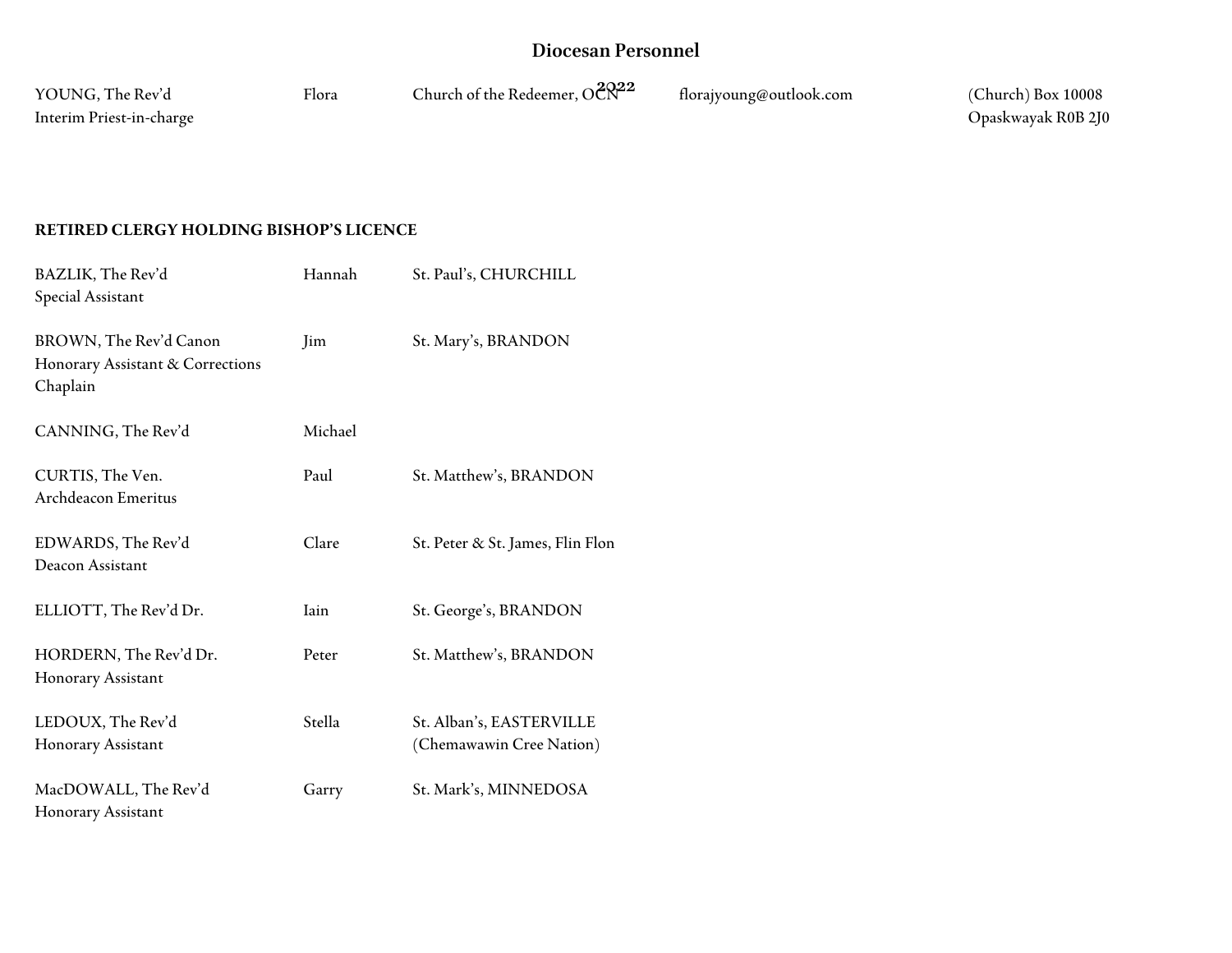## Diocesan Personnel

2022

| | | | | |
|---|---|---|---|---|
| YOUNG, The Rev'd<br>Interim Priest-in-charge | Flora | Church of the Redeemer, OCN | florajyoung@outlook.com | (Church) Box 10008<br>Opaskwayak R0B 2J0 |

### RETIRED CLERGY HOLDING BISHOP'S LICENCE

| | | |
|---|---|---|
| BAZLIK, The Rev'd<br>Special Assistant | Hannah | St. Paul's, CHURCHILL |
| BROWN, The Rev'd Canon<br>Honorary Assistant & Corrections Chaplain | Jim | St. Mary's, BRANDON |
| CANNING, The Rev'd | Michael | |
| CURTIS, The Ven.<br>Archdeacon Emeritus | Paul | St. Matthew's, BRANDON |
| EDWARDS, The Rev'd<br>Deacon Assistant | Clare | St. Peter & St. James, Flin Flon |
| ELLIOTT, The Rev'd Dr. | Iain | St. George's, BRANDON |
| HORDERN, The Rev'd Dr.<br>Honorary Assistant | Peter | St. Matthew's, BRANDON |
| LEDOUX, The Rev'd<br>Honorary Assistant | Stella | St. Alban's, EASTERVILLE<br>(Chemawawin Cree Nation) |
| MacDOWALL, The Rev'd<br>Honorary Assistant | Garry | St. Mark's, MINNEDOSA |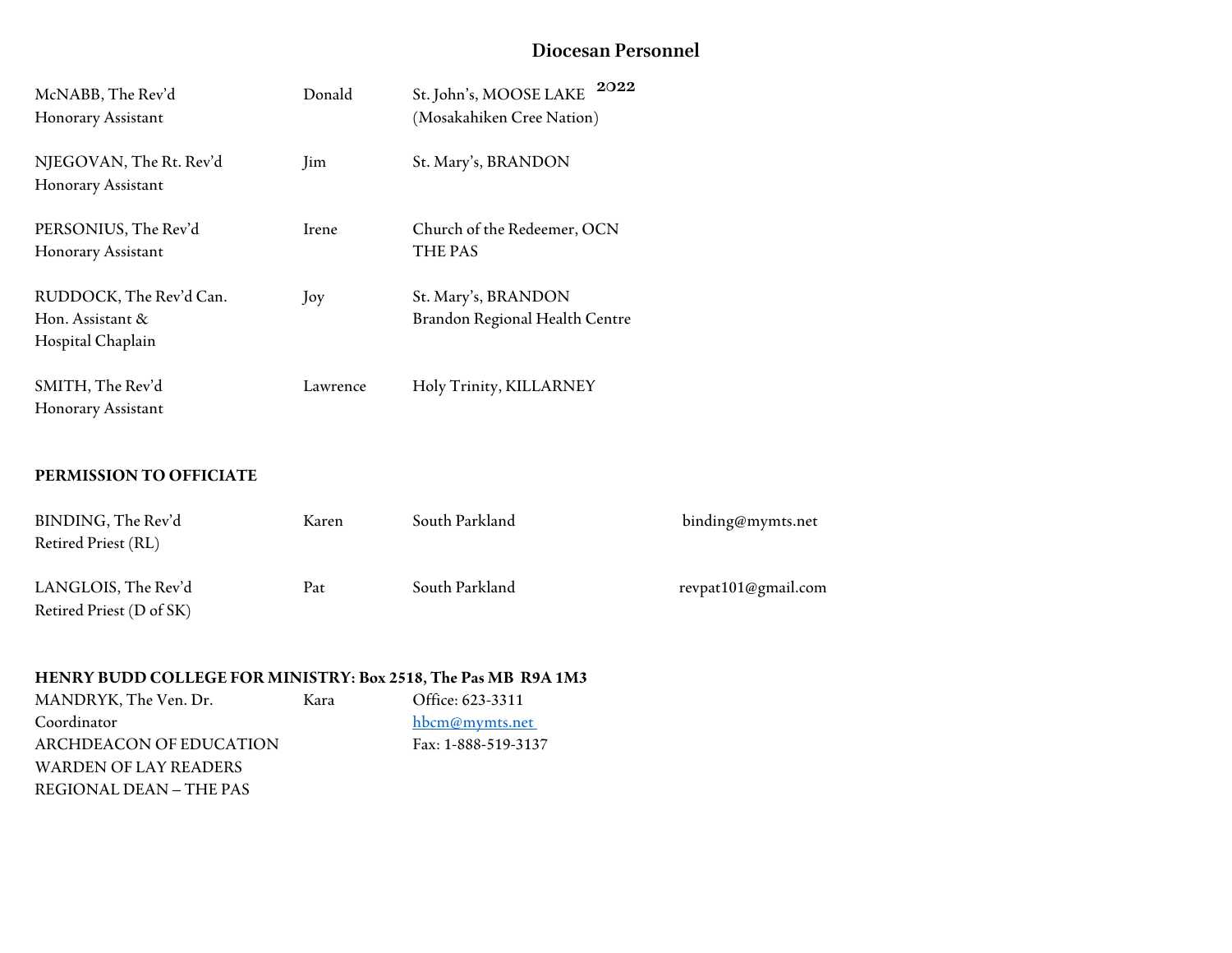## Diocesan Personnel

2022

| | | | |
|---|---|---|---|
| McNABB, The Rev'd<br>Honorary Assistant | Donald | St. John's, MOOSE LAKE<br>(Mosakahiken Cree Nation) | |
| NJEGOVAN, The Rt. Rev'd<br>Honorary Assistant | Jim | St. Mary's, BRANDON | |
| PERSONIUS, The Rev'd<br>Honorary Assistant | Irene | Church of the Redeemer, OCN<br>THE PAS | |
| RUDDOCK, The Rev'd Can.<br>Hon. Assistant &<br>Hospital Chaplain | Joy | St. Mary's, BRANDON<br>Brandon Regional Health Centre | |
| SMITH, The Rev'd<br>Honorary Assistant | Lawrence | Holy Trinity, KILLARNEY | |

**PERMISSION TO OFFICIATE**

| | | | |
|---|---|---|---|
| BINDING, The Rev'd<br>Retired Priest (RL) | Karen | South Parkland | binding@mymts.net |
| LANGLOIS, The Rev'd<br>Retired Priest (D of SK) | Pat | South Parkland | revpat101@gmail.com |

**HENRY BUDD COLLEGE FOR MINISTRY: Box 2518, The Pas MB R9A 1M3**

| | | |
|---|---|---|
| MANDRYK, The Ven. Dr.<br>Coordinator<br>ARCHDEACON OF EDUCATION<br>WARDEN OF LAY READERS<br>REGIONAL DEAN – THE PAS | Kara | Office: 623-3311<br>hbcm@mymts.net<br>Fax: 1-888-519-3137 |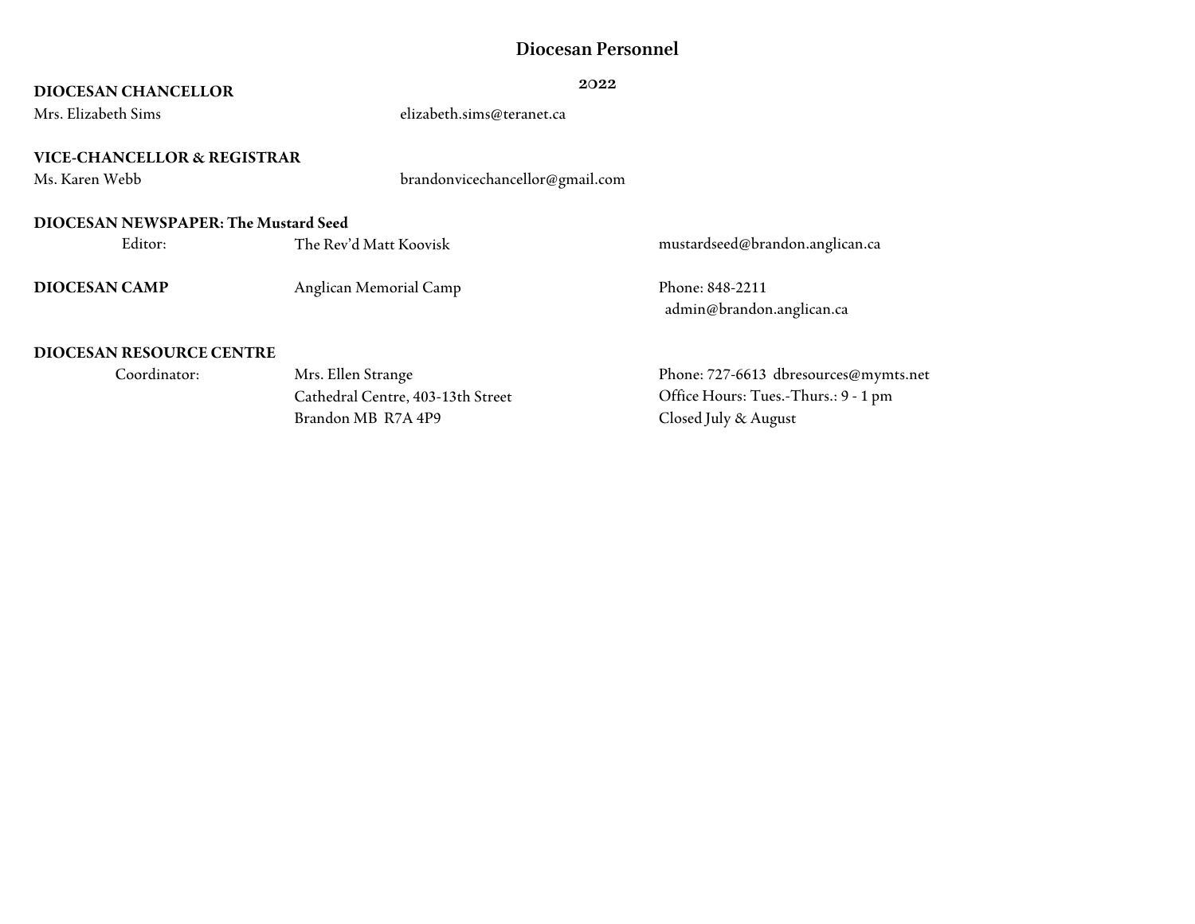# Diocesan Personnel

2022

**DIOCESAN CHANCELLOR**

Mrs. Elizabeth Sims elizabeth.sims@teranet.ca

**VICE-CHANCELLOR & REGISTRAR**

Ms. Karen Webb brandonvicechancellor@gmail.com

**DIOCESAN NEWSPAPER: The Mustard Seed**

Editor: The Rev'd Matt Koovisk mustardseed@brandon.anglican.ca

**DIOCESAN CAMP** Anglican Memorial Camp Phone: 848-2211
admin@brandon.anglican.ca

**DIOCESAN RESOURCE CENTRE**

Coordinator: Mrs. Ellen Strange
Cathedral Centre, 403-13th Street
Brandon MB R7A 4P9

Phone: 727-6613 dbresources@mymts.net
Office Hours: Tues.-Thurs.: 9 - 1 pm
Closed July & August